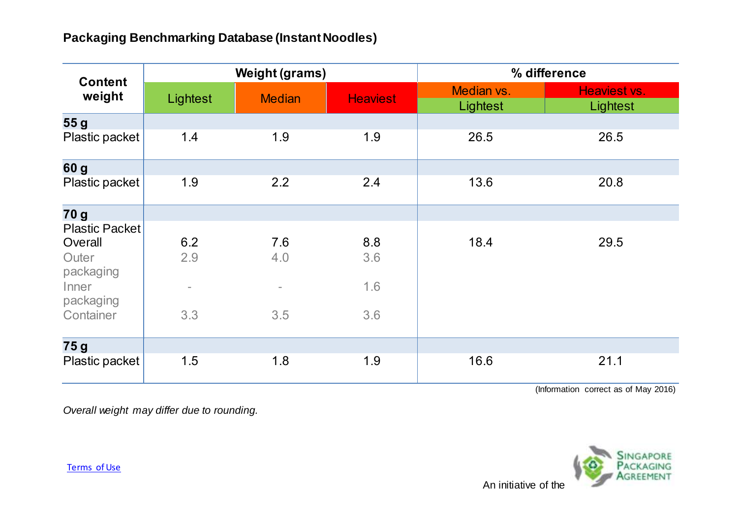## Packaging Benchmarking Database (Instant Noodles)

| Content weight | Weight (grams) | | | % difference | |
|---|---|---|---|---|---|
| | Lightest | Median | Heaviest | Median vs. Lightest | Heaviest vs. Lightest |
| **55 g** | | | | | |
| Plastic packet | 1.4 | 1.9 | 1.9 | 26.5 | 26.5 |
| **60 g** | | | | | |
| Plastic packet | 1.9 | 2.2 | 2.4 | 13.6 | 20.8 |
| **70 g** | | | | | |
| Plastic Packet Overall | 6.2 | 7.6 | 8.8 | 18.4 | 29.5 |
| Outer packaging | 2.9 | 4.0 | 3.6 | | |
| Inner packaging | - | - | 1.6 | | |
| Container | 3.3 | 3.5 | 3.6 | | |
| **75 g** | | | | | |
| Plastic packet | 1.5 | 1.8 | 1.9 | 16.6 | 21.1 |

(Information correct as of May 2016)

*Overall weight may differ due to rounding.*

Terms of Use

An initiative of the Singapore Packaging Agreement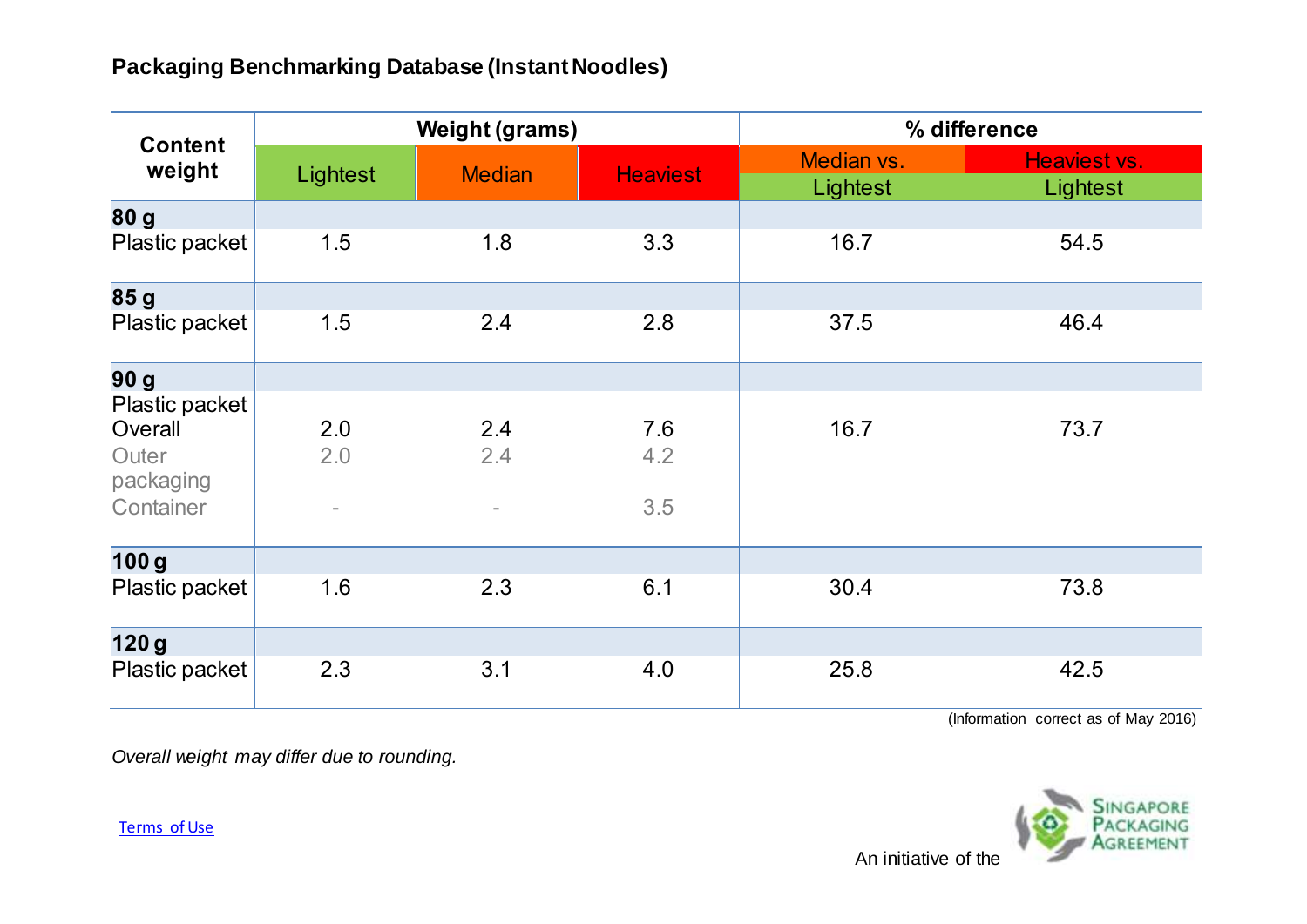## Packaging Benchmarking Database (Instant Noodles)

| Content weight | Weight (grams) | | | % difference | |
|---|---|---|---|---|---|
| | Lightest | Median | Heaviest | Median vs. Lightest | Heaviest vs. Lightest |
| **80 g** | | | | | |
| Plastic packet | 1.5 | 1.8 | 3.3 | 16.7 | 54.5 |
| **85 g** | | | | | |
| Plastic packet | 1.5 | 2.4 | 2.8 | 37.5 | 46.4 |
| **90 g** | | | | | |
| Plastic packet Overall | 2.0 | 2.4 | 7.6 | 16.7 | 73.7 |
| Outer packaging | 2.0 | 2.4 | 4.2 | | |
| Container | - | - | 3.5 | | |
| **100 g** | | | | | |
| Plastic packet | 1.6 | 2.3 | 6.1 | 30.4 | 73.8 |
| **120 g** | | | | | |
| Plastic packet | 2.3 | 3.1 | 4.0 | 25.8 | 42.5 |

(Information correct as of May 2016)

*Overall weight may differ due to rounding.*

Terms of Use

An initiative of the Singapore Packaging Agreement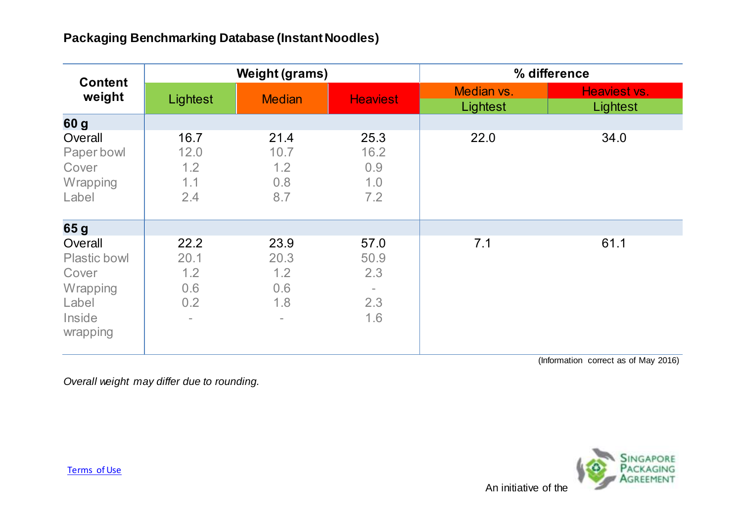## Packaging Benchmarking Database (Instant Noodles)

| Content weight | Weight (grams) | | | % difference | |
|---|---|---|---|---|---|
| | Lightest | Median | Heaviest | Median vs. Lightest | Heaviest vs. Lightest |
| **60 g** | | | | | |
| Overall | 16.7 | 21.4 | 25.3 | 22.0 | 34.0 |
| Paper bowl | 12.0 | 10.7 | 16.2 | | |
| Cover | 1.2 | 1.2 | 0.9 | | |
| Wrapping | 1.1 | 0.8 | 1.0 | | |
| Label | 2.4 | 8.7 | 7.2 | | |
| **65 g** | | | | | |
| Overall | 22.2 | 23.9 | 57.0 | 7.1 | 61.1 |
| Plastic bowl | 20.1 | 20.3 | 50.9 | | |
| Cover | 1.2 | 1.2 | 2.3 | | |
| Wrapping | 0.6 | 0.6 | - | | |
| Label | 0.2 | 1.8 | 2.3 | | |
| Inside wrapping | - | - | 1.6 | | |

(Information correct as of May 2016)

*Overall weight may differ due to rounding.*

Terms of Use

An initiative of the Singapore Packaging Agreement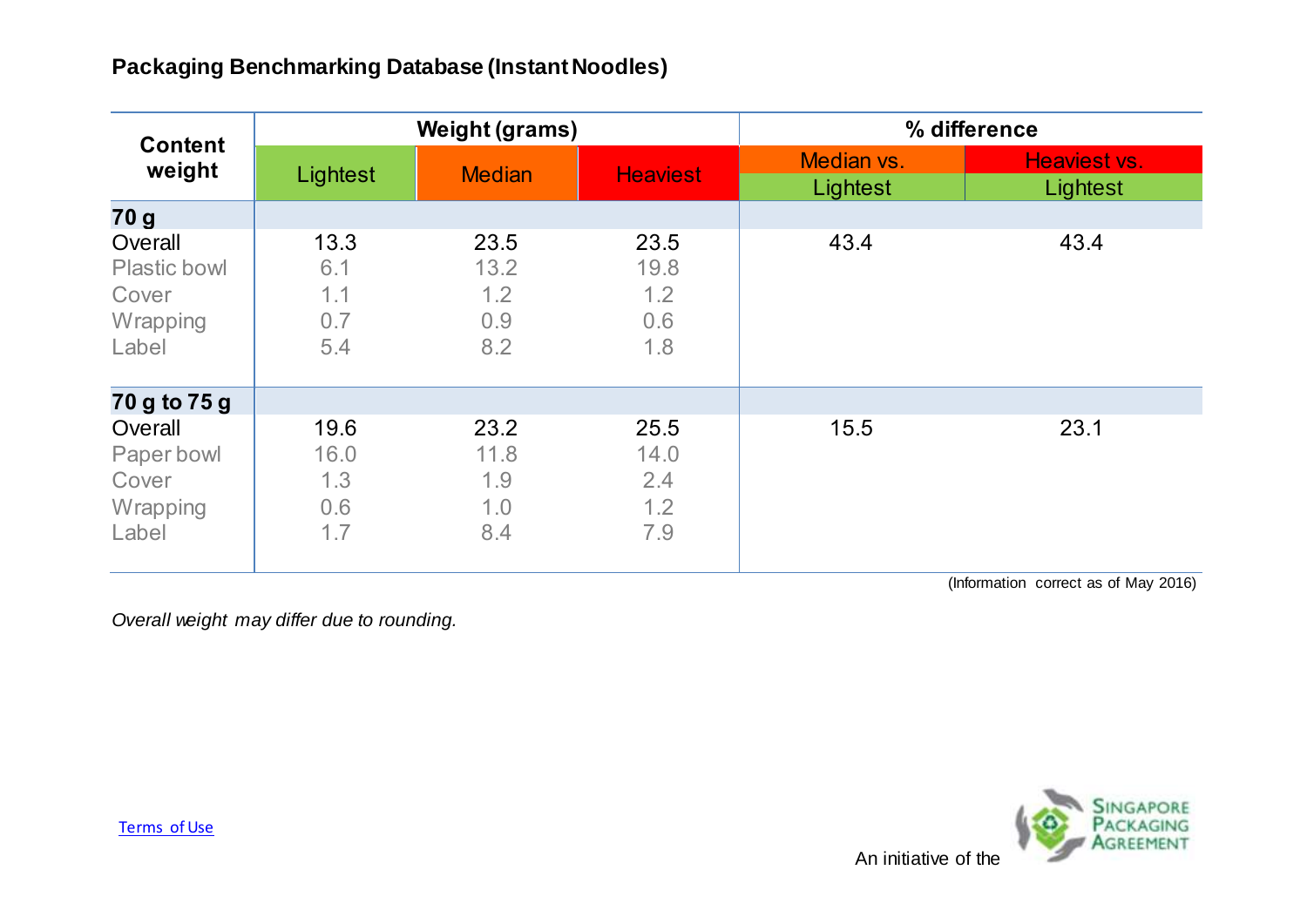## Packaging Benchmarking Database (Instant Noodles)

| Content weight | Weight (grams) | | | % difference | |
|---|---|---|---|---|---|
| | Lightest | Median | Heaviest | Median vs. Lightest | Heaviest vs. Lightest |
| **70 g** | | | | | |
| Overall | 13.3 | 23.5 | 23.5 | 43.4 | 43.4 |
| Plastic bowl | 6.1 | 13.2 | 19.8 | | |
| Cover | 1.1 | 1.2 | 1.2 | | |
| Wrapping | 0.7 | 0.9 | 0.6 | | |
| Label | 5.4 | 8.2 | 1.8 | | |
| **70 g to 75 g** | | | | | |
| Overall | 19.6 | 23.2 | 25.5 | 15.5 | 23.1 |
| Paper bowl | 16.0 | 11.8 | 14.0 | | |
| Cover | 1.3 | 1.9 | 2.4 | | |
| Wrapping | 0.6 | 1.0 | 1.2 | | |
| Label | 1.7 | 8.4 | 7.9 | | |

(Information correct as of May 2016)

*Overall weight may differ due to rounding.*

Terms of Use

An initiative of the Singapore Packaging Agreement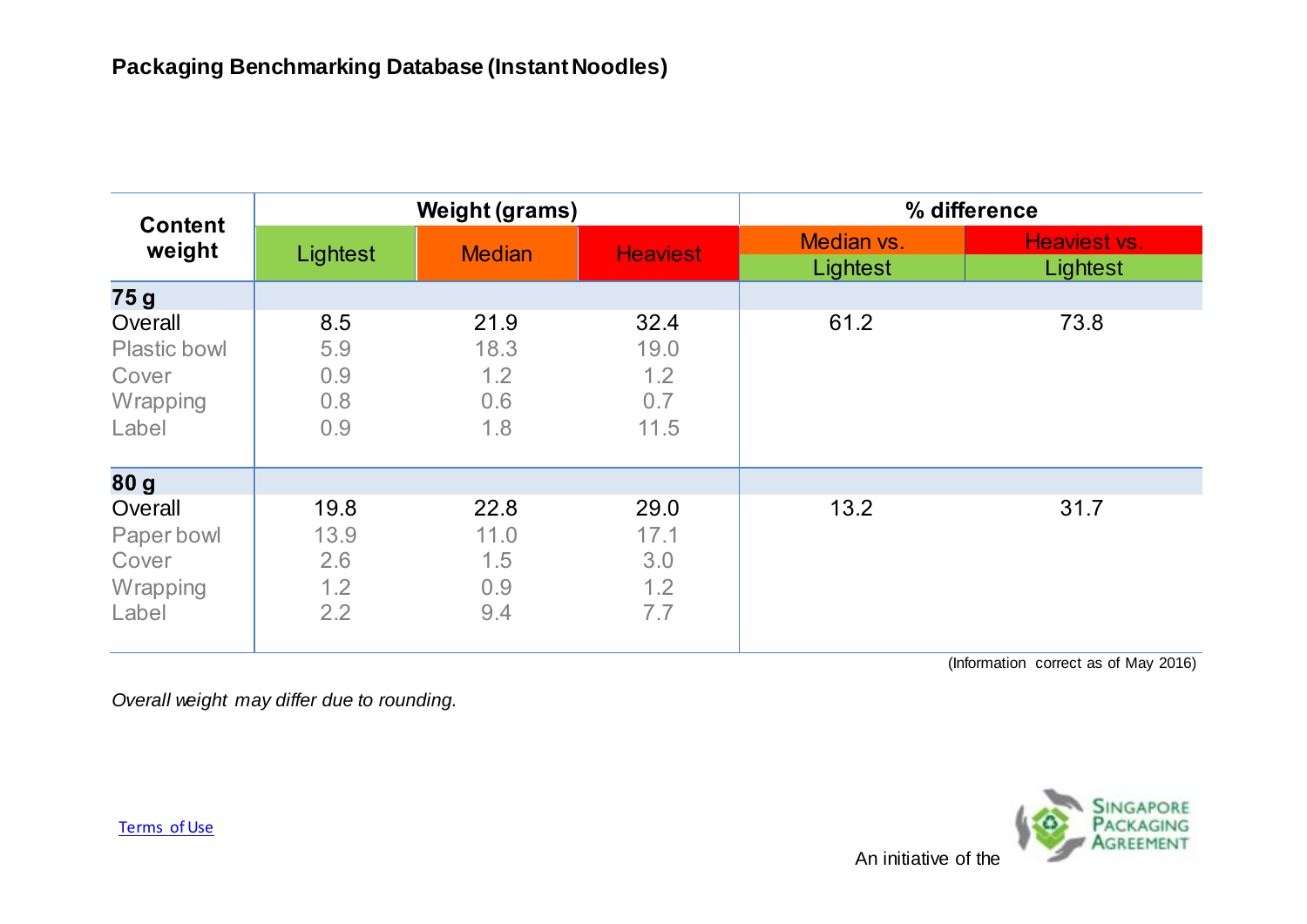## Packaging Benchmarking Database (Instant Noodles)

| Content weight | Weight (grams) | | | % difference | |
|---|---|---|---|---|---|
| | Lightest | Median | Heaviest | Median vs. Lightest | Heaviest vs. Lightest |
| **75 g** | | | | | |
| Overall | 8.5 | 21.9 | 32.4 | 61.2 | 73.8 |
| Plastic bowl | 5.9 | 18.3 | 19.0 | | |
| Cover | 0.9 | 1.2 | 1.2 | | |
| Wrapping | 0.8 | 0.6 | 0.7 | | |
| Label | 0.9 | 1.8 | 11.5 | | |
| **80 g** | | | | | |
| Overall | 19.8 | 22.8 | 29.0 | 13.2 | 31.7 |
| Paper bowl | 13.9 | 11.0 | 17.1 | | |
| Cover | 2.6 | 1.5 | 3.0 | | |
| Wrapping | 1.2 | 0.9 | 1.2 | | |
| Label | 2.2 | 9.4 | 7.7 | | |

(Information correct as of May 2016)

*Overall weight may differ due to rounding.*

Terms of Use

An initiative of the Singapore Packaging Agreement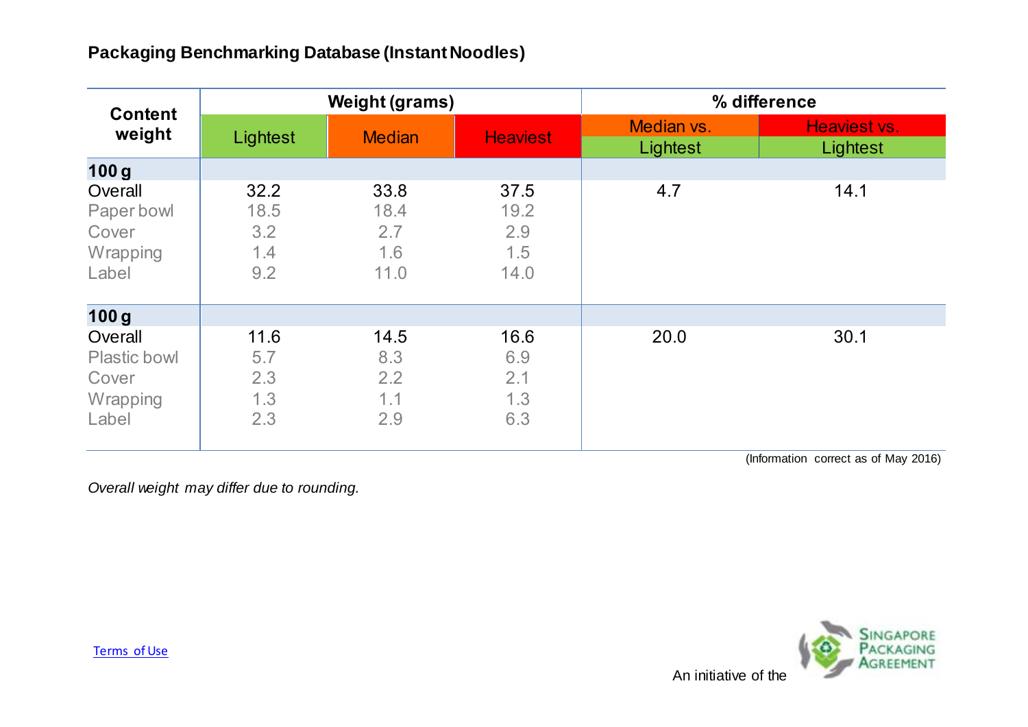## Packaging Benchmarking Database (Instant Noodles)

| Content weight | Weight (grams) | | | % difference | |
|---|---|---|---|---|---|
| | Lightest | Median | Heaviest | Median vs. Lightest | Heaviest vs. Lightest |
| **100 g** | | | | | |
| Overall | 32.2 | 33.8 | 37.5 | 4.7 | 14.1 |
| Paper bowl | 18.5 | 18.4 | 19.2 | | |
| Cover | 3.2 | 2.7 | 2.9 | | |
| Wrapping | 1.4 | 1.6 | 1.5 | | |
| Label | 9.2 | 11.0 | 14.0 | | |
| **100 g** | | | | | |
| Overall | 11.6 | 14.5 | 16.6 | 20.0 | 30.1 |
| Plastic bowl | 5.7 | 8.3 | 6.9 | | |
| Cover | 2.3 | 2.2 | 2.1 | | |
| Wrapping | 1.3 | 1.1 | 1.3 | | |
| Label | 2.3 | 2.9 | 6.3 | | |

(Information correct as of May 2016)

*Overall weight may differ due to rounding.*

Terms of Use

An initiative of the Singapore Packaging Agreement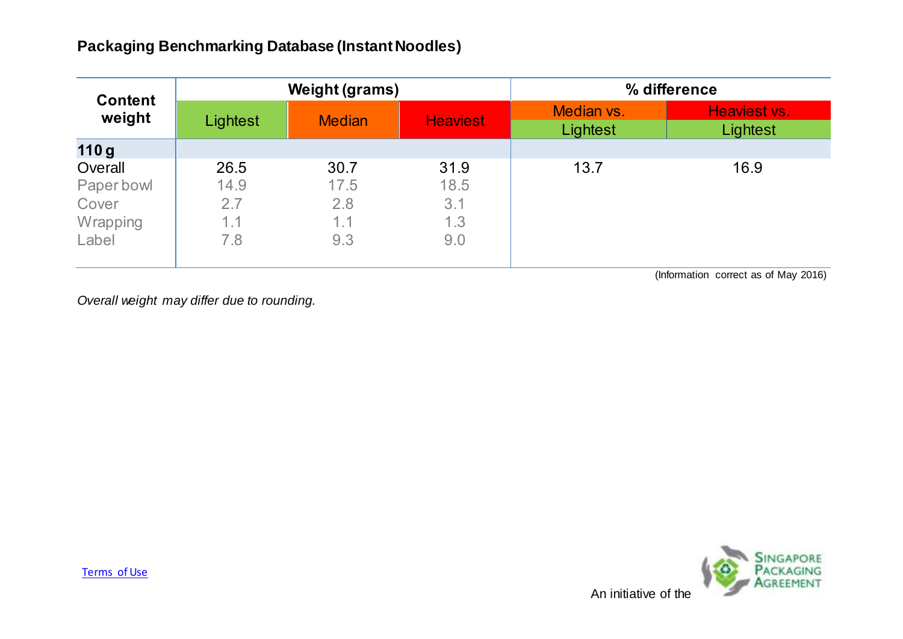## Packaging Benchmarking Database (Instant Noodles)

| Content weight | Weight (grams) | | | % difference | |
|---|---|---|---|---|---|
| | Lightest | Median | Heaviest | Median vs. Lightest | Heaviest vs. Lightest |
| **110 g** | | | | | |
| Overall | 26.5 | 30.7 | 31.9 | 13.7 | 16.9 |
| Paper bowl | 14.9 | 17.5 | 18.5 | | |
| Cover | 2.7 | 2.8 | 3.1 | | |
| Wrapping | 1.1 | 1.1 | 1.3 | | |
| Label | 7.8 | 9.3 | 9.0 | | |

(Information correct as of May 2016)

*Overall weight may differ due to rounding.*

Terms of Use

An initiative of the Singapore Packaging Agreement